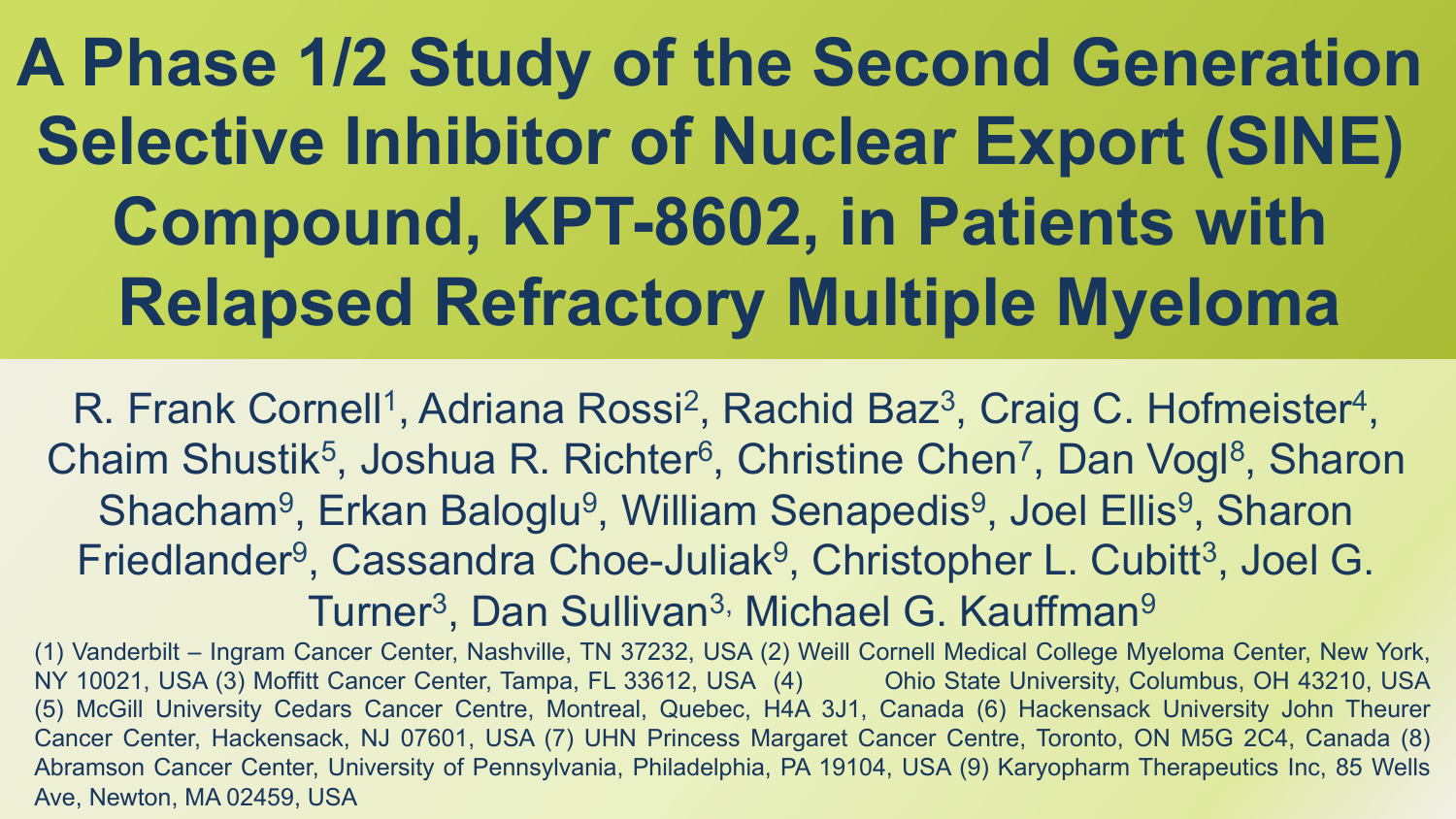# A Phase 1/2 Study of the Second Generation Selective Inhibitor of Nuclear Export (SINE) Compound, KPT-8602, in Patients with Relapsed Refractory Multiple Myeloma

R. Frank Cornell[1], Adriana Rossi[2], Rachid Baz[3], Craig C. Hofmeister[4], Chaim Shustik[5], Joshua R. Richter[6], Christine Chen[7], Dan Vogl[8], Sharon Shacham[9], Erkan Baloglu[9], William Senapedis[9], Joel Ellis[9], Sharon Friedlander[9], Cassandra Choe-Juliak[9], Christopher L. Cubitt[3], Joel G. Turner[3], Dan Sullivan[3], Michael G. Kauffman[9]

(1) Vanderbilt – Ingram Cancer Center, Nashville, TN 37232, USA (2) Weill Cornell Medical College Myeloma Center, New York, NY 10021, USA (3) Moffitt Cancer Center, Tampa, FL 33612, USA (4) Ohio State University, Columbus, OH 43210, USA (5) McGill University Cedars Cancer Centre, Montreal, Quebec, H4A 3J1, Canada (6) Hackensack University John Theurer Cancer Center, Hackensack, NJ 07601, USA (7) UHN Princess Margaret Cancer Centre, Toronto, ON M5G 2C4, Canada (8) Abramson Cancer Center, University of Pennsylvania, Philadelphia, PA 19104, USA (9) Karyopharm Therapeutics Inc, 85 Wells Ave, Newton, MA 02459, USA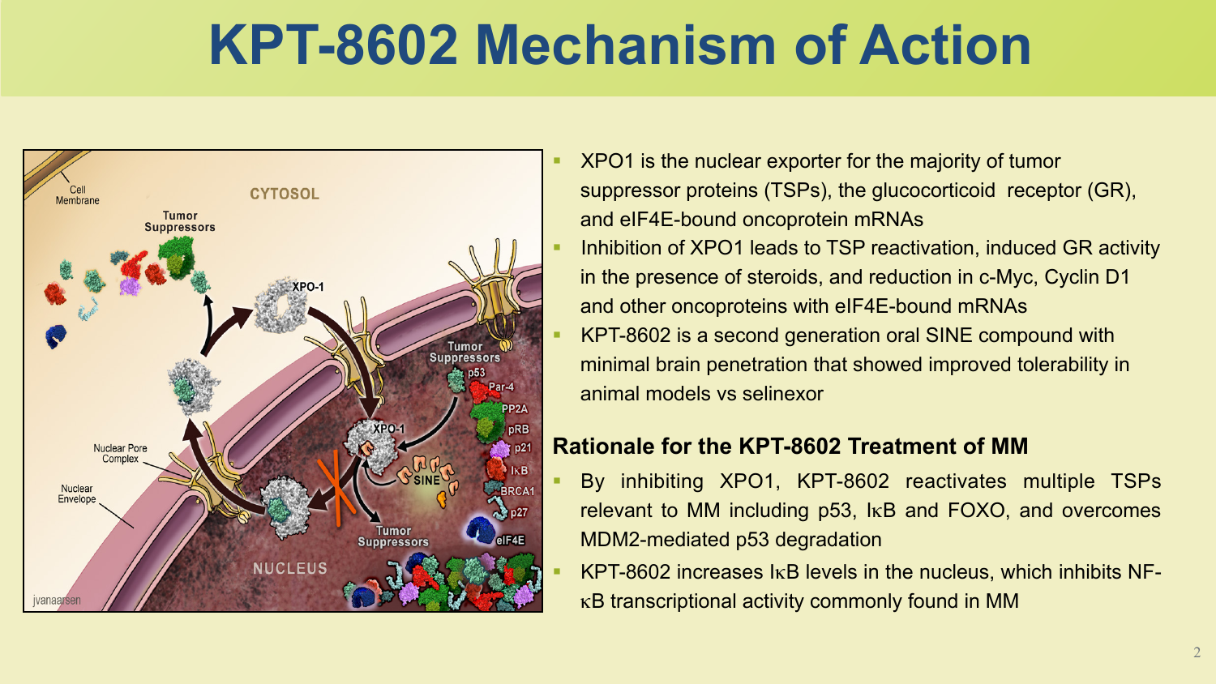# KPT-8602 Mechanism of Action

- XPO1 is the nuclear exporter for the majority of tumor suppressor proteins (TSPs), the glucocorticoid receptor (GR), and eIF4E-bound oncoprotein mRNAs
- Inhibition of XPO1 leads to TSP reactivation, induced GR activity in the presence of steroids, and reduction in c-Myc, Cyclin D1 and other oncoproteins with eIF4E-bound mRNAs
- KPT-8602 is a second generation oral SINE compound with minimal brain penetration that showed improved tolerability in animal models vs selinexor

## Rationale for the KPT-8602 Treatment of MM

- By inhibiting XPO1, KPT-8602 reactivates multiple TSPs relevant to MM including p53, IκB and FOXO, and overcomes MDM2-mediated p53 degradation
- KPT-8602 increases IκB levels in the nucleus, which inhibits NF-κB transcriptional activity commonly found in MM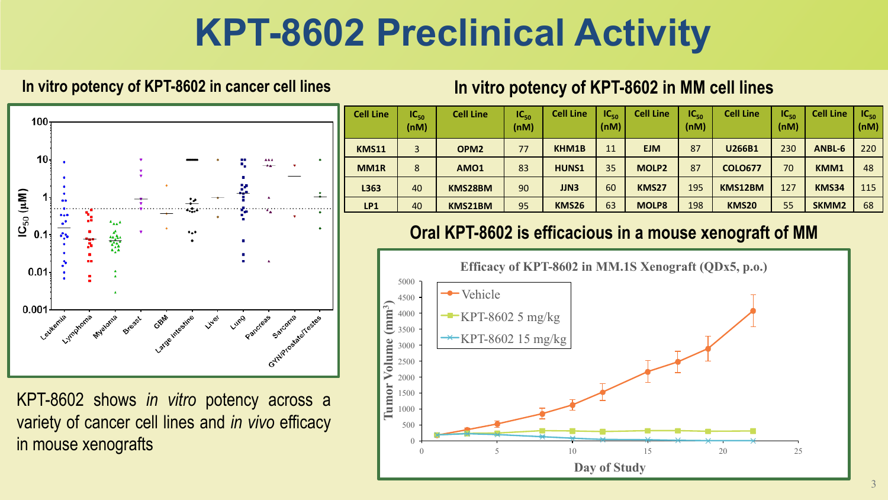# KPT-8602 Preclinical Activity

## In vitro potency of KPT-8602 in cancer cell lines

KPT-8602 shows *in vitro* potency across a variety of cancer cell lines and *in vivo* efficacy in mouse xenografts

## In vitro potency of KPT-8602 in MM cell lines

| Cell Line | $IC_{50}$ (nM) | Cell Line | $IC_{50}$ (nM) | Cell Line | $IC_{50}$ (nM) | Cell Line | $IC_{50}$ (nM) | Cell Line | $IC_{50}$ (nM) | Cell Line | $IC_{50}$ (nM) |
|---|---|---|---|---|---|---|---|---|---|---|---|
| KMS11 | 3 | OPM2 | 77 | KHM1B | 11 | EJM | 87 | U266B1 | 230 | ANBL-6 | 220 |
| MM1R | 8 | AMO1 | 83 | HUNS1 | 35 | MOLP2 | 87 | COLO677 | 70 | KMM1 | 48 |
| L363 | 40 | KMS28BM | 90 | JJN3 | 60 | KMS27 | 195 | KMS12BM | 127 | KMS34 | 115 |
| LP1 | 40 | KMS21BM | 95 | KMS26 | 63 | MOLP8 | 198 | KMS20 | 55 | SKMM2 | 68 |

## Oral KPT-8602 is efficacious in a mouse xenograft of MM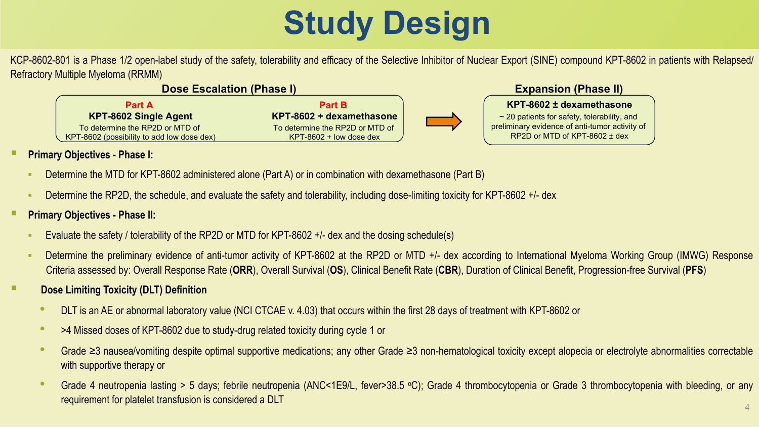# Study Design

KCP-8602-801 is a Phase 1/2 open-label study of the safety, tolerability and efficacy of the Selective Inhibitor of Nuclear Export (SINE) compound KPT-8602 in patients with Relapsed/ Refractory Multiple Myeloma (RRMM)

### Dose Escalation (Phase I)

**Part A**
**KPT-8602 Single Agent**
To determine the RP2D or MTD of KPT-8602 (possibility to add low dose dex)

**Part B**
**KPT-8602 + dexamethasone**
To determine the RP2D or MTD of KPT-8602 + low dose dex

### Expansion (Phase II)

**KPT-8602 ± dexamethasone**
~ 20 patients for safety, tolerability, and preliminary evidence of anti-tumor activity of RP2D or MTD of KPT-8602 ± dex

- **Primary Objectives - Phase I:**
  - Determine the MTD for KPT-8602 administered alone (Part A) or in combination with dexamethasone (Part B)
  - Determine the RP2D, the schedule, and evaluate the safety and tolerability, including dose-limiting toxicity for KPT-8602 +/- dex
- **Primary Objectives - Phase II:**
  - Evaluate the safety / tolerability of the RP2D or MTD for KPT-8602 +/- dex and the dosing schedule(s)
  - Determine the preliminary evidence of anti-tumor activity of KPT-8602 at the RP2D or MTD +/- dex according to International Myeloma Working Group (IMWG) Response Criteria assessed by: Overall Response Rate (**ORR**), Overall Survival (**OS**), Clinical Benefit Rate (**CBR**), Duration of Clinical Benefit, Progression-free Survival (**PFS**)
- **Dose Limiting Toxicity (DLT) Definition**
  - DLT is an AE or abnormal laboratory value (NCI CTCAE v. 4.03) that occurs within the first 28 days of treatment with KPT-8602 or
  - >4 Missed doses of KPT-8602 due to study-drug related toxicity during cycle 1 or
  - Grade ≥3 nausea/vomiting despite optimal supportive medications; any other Grade ≥3 non-hematological toxicity except alopecia or electrolyte abnormalities correctable with supportive therapy or
  - Grade 4 neutropenia lasting > 5 days; febrile neutropenia (ANC<1E9/L, fever>38.5 °C); Grade 4 thrombocytopenia or Grade 3 thrombocytopenia with bleeding, or any requirement for platelet transfusion is considered a DLT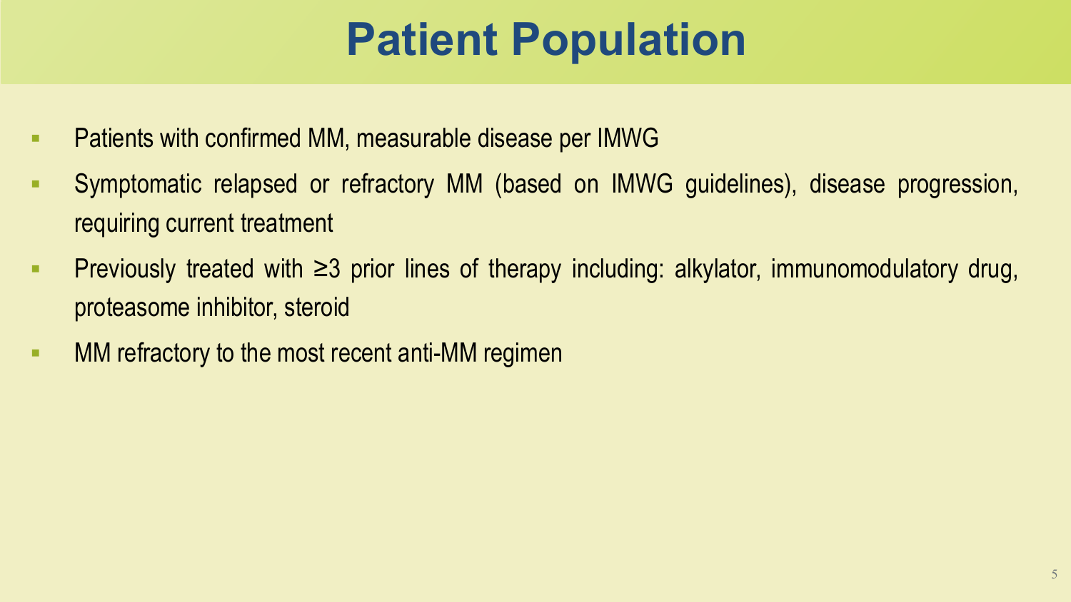# Patient Population

- Patients with confirmed MM, measurable disease per IMWG
- Symptomatic relapsed or refractory MM (based on IMWG guidelines), disease progression, requiring current treatment
- Previously treated with ≥3 prior lines of therapy including: alkylator, immunomodulatory drug, proteasome inhibitor, steroid
- MM refractory to the most recent anti-MM regimen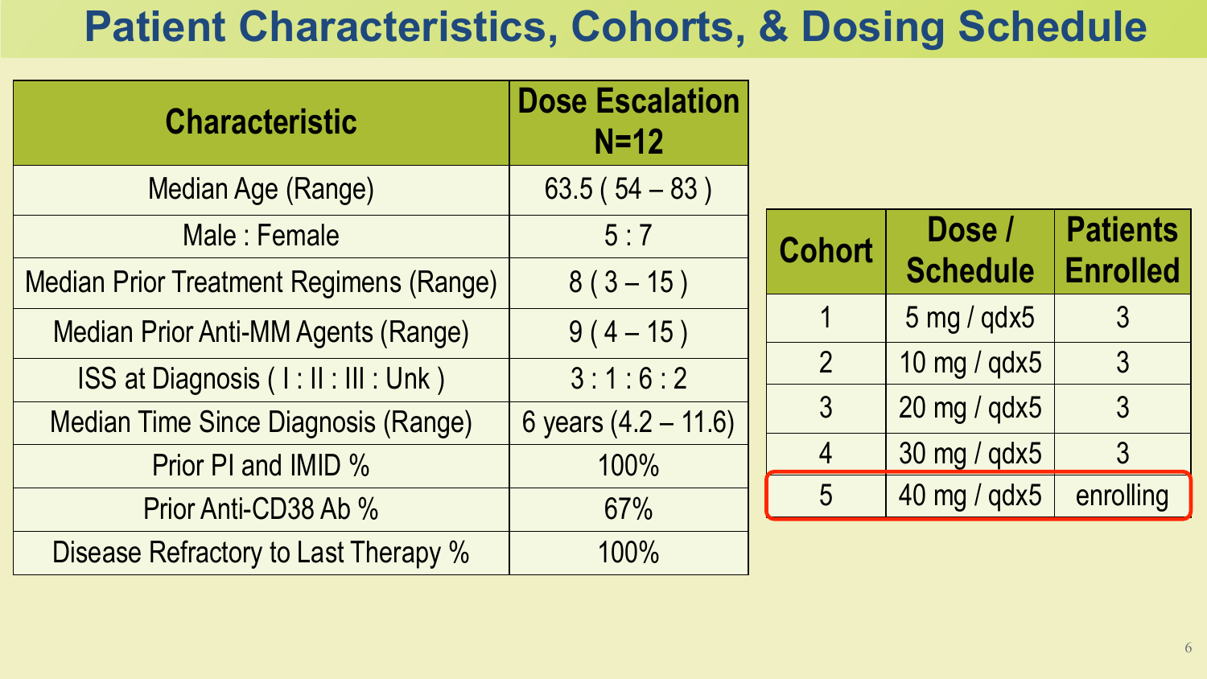# Patient Characteristics, Cohorts, & Dosing Schedule

| Characteristic | Dose Escalation N=12 |
|---|---|
| Median Age (Range) | 63.5 ( 54 – 83 ) |
| Male : Female | 5 : 7 |
| Median Prior Treatment Regimens (Range) | 8 ( 3 – 15 ) |
| Median Prior Anti-MM Agents (Range) | 9 ( 4 – 15 ) |
| ISS at Diagnosis ( I : II : III : Unk ) | 3 : 1 : 6 : 2 |
| Median Time Since Diagnosis (Range) | 6 years (4.2 – 11.6) |
| Prior PI and IMID % | 100% |
| Prior Anti-CD38 Ab % | 67% |
| Disease Refractory to Last Therapy % | 100% |

| Cohort | Dose / Schedule | Patients Enrolled |
|---|---|---|
| 1 | 5 mg / qdx5 | 3 |
| 2 | 10 mg / qdx5 | 3 |
| 3 | 20 mg / qdx5 | 3 |
| 4 | 30 mg / qdx5 | 3 |
| 5 | 40 mg / qdx5 | enrolling |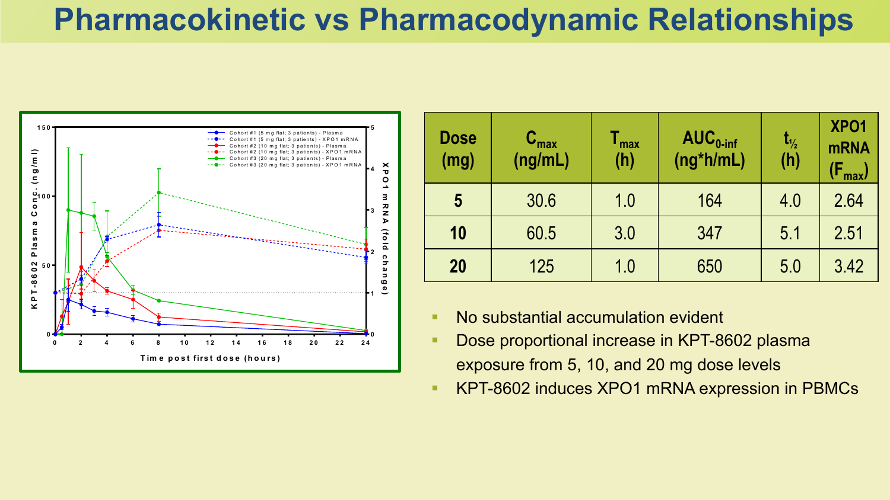# Pharmacokinetic vs Pharmacodynamic Relationships

| Dose (mg) | $C_{max}$ (ng/mL) | $T_{max}$ (h) | $AUC_{0\text{-}inf}$ (ng*h/mL) | $t_{½}$ (h) | XPO1 mRNA ($F_{max}$) |
|---|---|---|---|---|---|
| **5** | 30.6 | 1.0 | 164 | 4.0 | 2.64 |
| **10** | 60.5 | 3.0 | 347 | 5.1 | 2.51 |
| **20** | 125 | 1.0 | 650 | 5.0 | 3.42 |

- No substantial accumulation evident
- Dose proportional increase in KPT-8602 plasma exposure from 5, 10, and 20 mg dose levels
- KPT-8602 induces XPO1 mRNA expression in PBMCs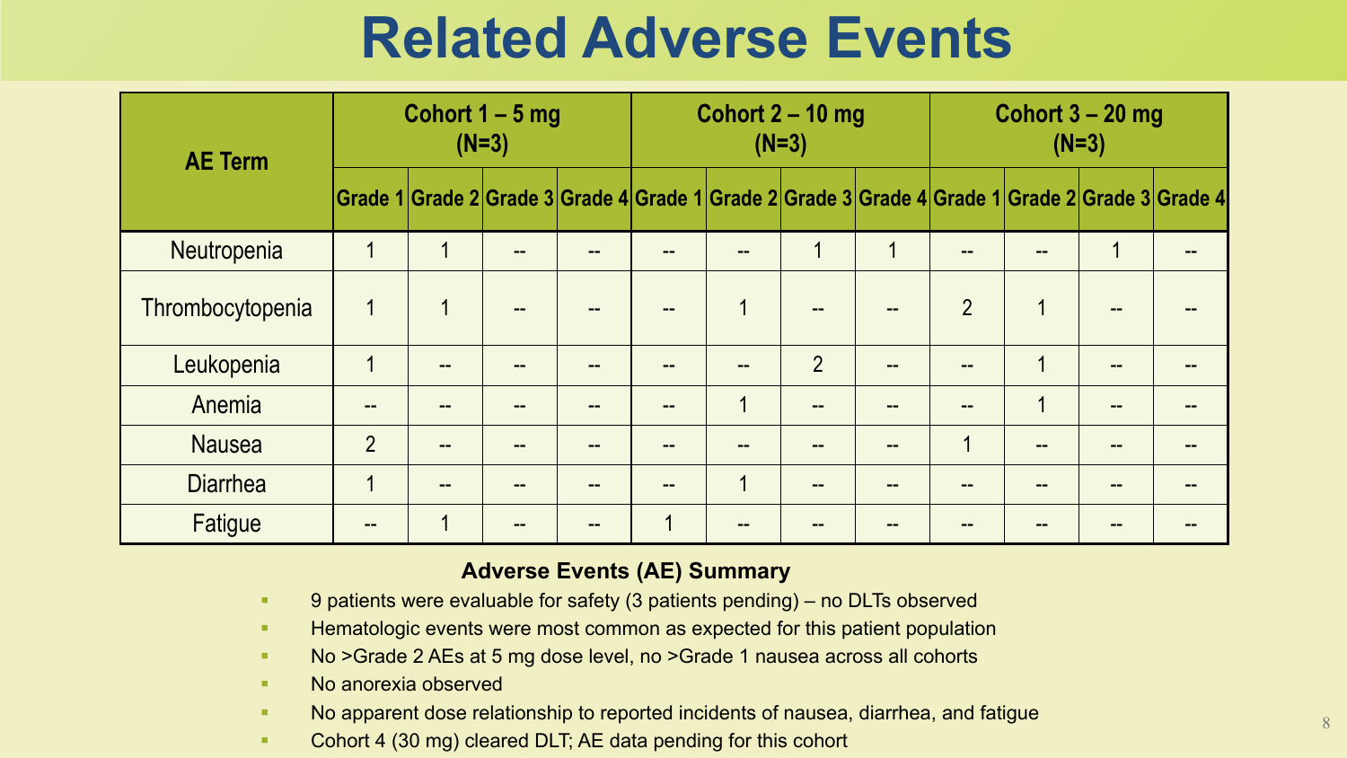# Related Adverse Events

| AE Term | Cohort 1 – 5 mg (N=3) | | | | Cohort 2 – 10 mg (N=3) | | | | Cohort 3 – 20 mg (N=3) | | | |
|---|---|---|---|---|---|---|---|---|---|---|---|---|
| | Grade 1 | Grade 2 | Grade 3 | Grade 4 | Grade 1 | Grade 2 | Grade 3 | Grade 4 | Grade 1 | Grade 2 | Grade 3 | Grade 4 |
| Neutropenia | 1 | 1 | -- | -- | -- | -- | 1 | 1 | -- | -- | 1 | -- |
| Thrombocytopenia | 1 | 1 | -- | -- | -- | 1 | -- | -- | 2 | 1 | -- | -- |
| Leukopenia | 1 | -- | -- | -- | -- | -- | 2 | -- | -- | 1 | -- | -- |
| Anemia | -- | -- | -- | -- | -- | 1 | -- | -- | -- | 1 | -- | -- |
| Nausea | 2 | -- | -- | -- | -- | -- | -- | -- | 1 | -- | -- | -- |
| Diarrhea | 1 | -- | -- | -- | -- | 1 | -- | -- | -- | -- | -- | -- |
| Fatigue | -- | 1 | -- | -- | 1 | -- | -- | -- | -- | -- | -- | -- |

**Adverse Events (AE) Summary**

- 9 patients were evaluable for safety (3 patients pending) – no DLTs observed
- Hematologic events were most common as expected for this patient population
- No >Grade 2 AEs at 5 mg dose level, no >Grade 1 nausea across all cohorts
- No anorexia observed
- No apparent dose relationship to reported incidents of nausea, diarrhea, and fatigue
- Cohort 4 (30 mg) cleared DLT; AE data pending for this cohort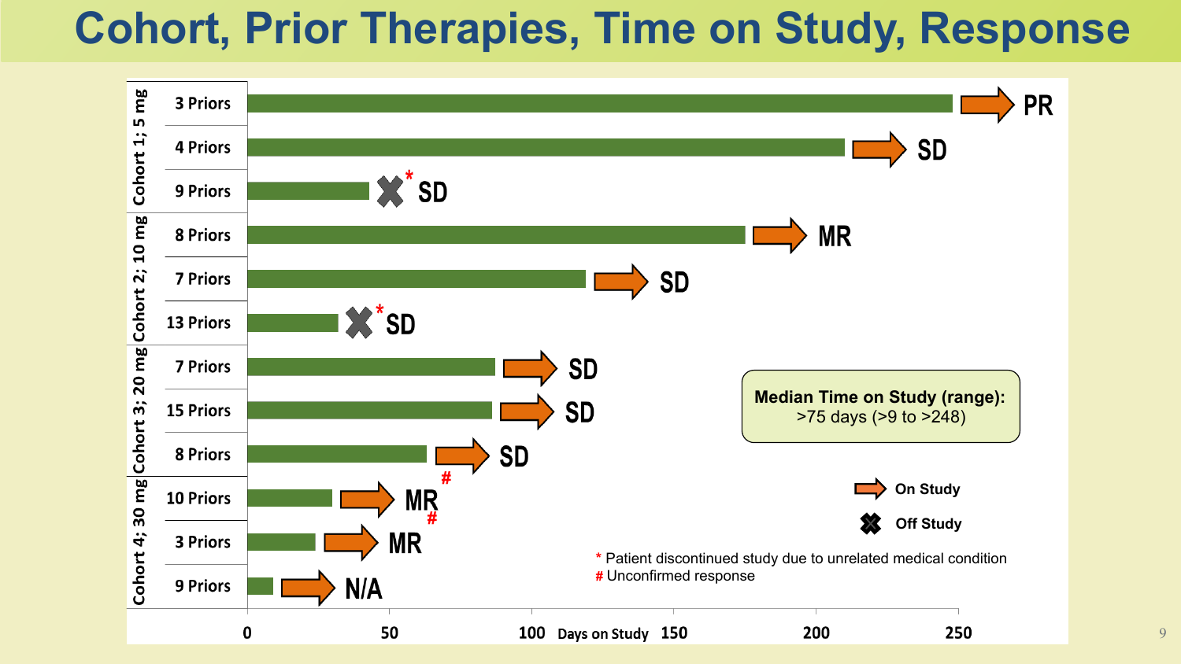# Cohort, Prior Therapies, Time on Study, Response

| Cohort | Prior Therapies | Status | Response |
|---|---|---|---|
| Cohort 1; 5 mg | 3 Priors | On Study | PR |
| | 4 Priors | On Study | SD |
| | 9 Priors | Off Study * | SD |
| Cohort 2; 10 mg | 8 Priors | On Study | MR |
| | 7 Priors | On Study | SD |
| | 13 Priors | Off Study * | SD |
| Cohort 3; 20 mg | 7 Priors | On Study | SD |
| | 15 Priors | On Study | SD |
| | 8 Priors | On Study | SD |
| Cohort 4; 30 mg | 10 Priors | On Study | MR # |
| | 3 Priors | On Study | MR # |
| | 9 Priors | On Study | N/A |

Days on Study: 0, 50, 100, 150, 200, 250

**Median Time on Study (range):**
>75 days (>9 to >248)

On Study

Off Study

* Patient discontinued study due to unrelated medical condition

# Unconfirmed response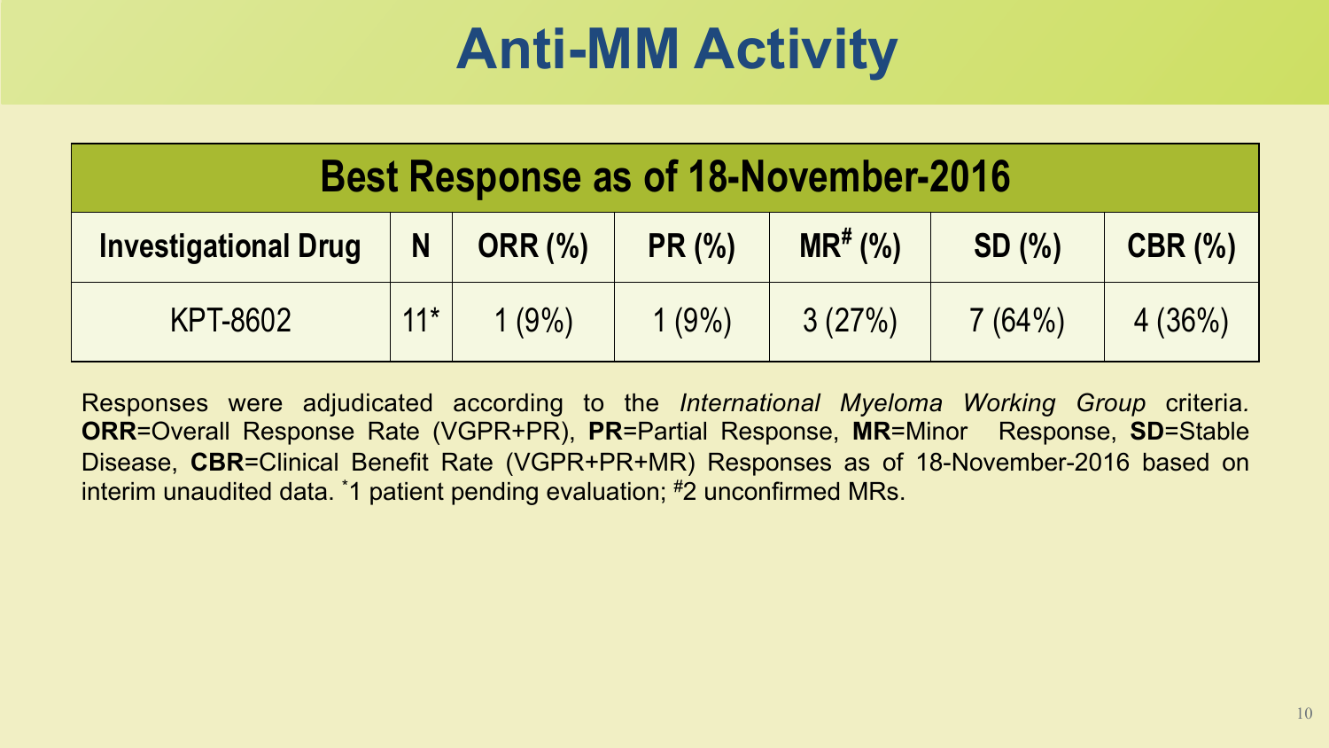# Anti-MM Activity

| Best Response as of 18-November-2016 | | | | | | |
|---|---|---|---|---|---|---|
| **Investigational Drug** | **N** | **ORR (%)** | **PR (%)** | **MR[#] (%)** | **SD (%)** | **CBR (%)** |
| KPT-8602 | 11* | 1 (9%) | 1 (9%) | 3 (27%) | 7 (64%) | 4 (36%) |

Responses were adjudicated according to the *International Myeloma Working Group* criteria. **ORR**=Overall Response Rate (VGPR+PR), **PR**=Partial Response, **MR**=Minor Response, **SD**=Stable Disease, **CBR**=Clinical Benefit Rate (VGPR+PR+MR) Responses as of 18-November-2016 based on interim unaudited data. *1 patient pending evaluation; #2 unconfirmed MRs.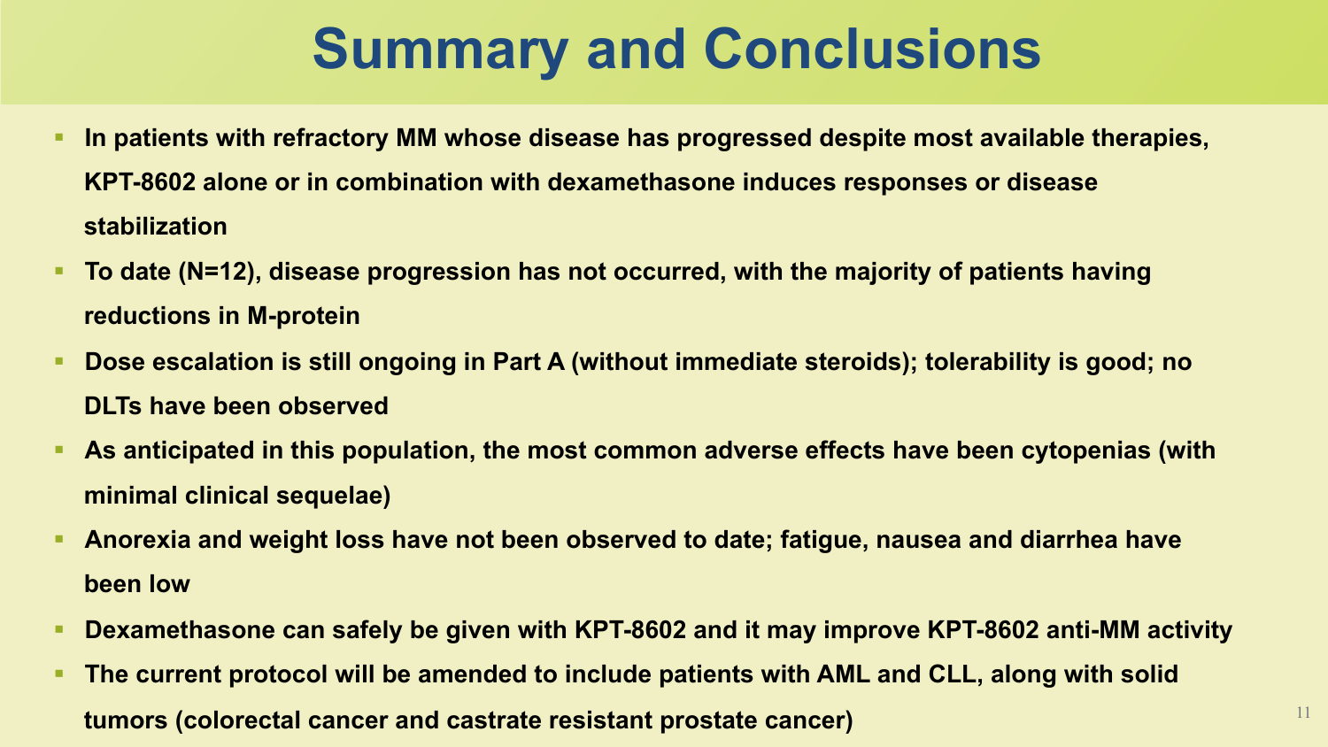# Summary and Conclusions

- **In patients with refractory MM whose disease has progressed despite most available therapies, KPT-8602 alone or in combination with dexamethasone induces responses or disease stabilization**
- **To date (N=12), disease progression has not occurred, with the majority of patients having reductions in M-protein**
- **Dose escalation is still ongoing in Part A (without immediate steroids); tolerability is good; no DLTs have been observed**
- **As anticipated in this population, the most common adverse effects have been cytopenias (with minimal clinical sequelae)**
- **Anorexia and weight loss have not been observed to date; fatigue, nausea and diarrhea have been low**
- **Dexamethasone can safely be given with KPT-8602 and it may improve KPT-8602 anti-MM activity**
- **The current protocol will be amended to include patients with AML and CLL, along with solid tumors (colorectal cancer and castrate resistant prostate cancer)**